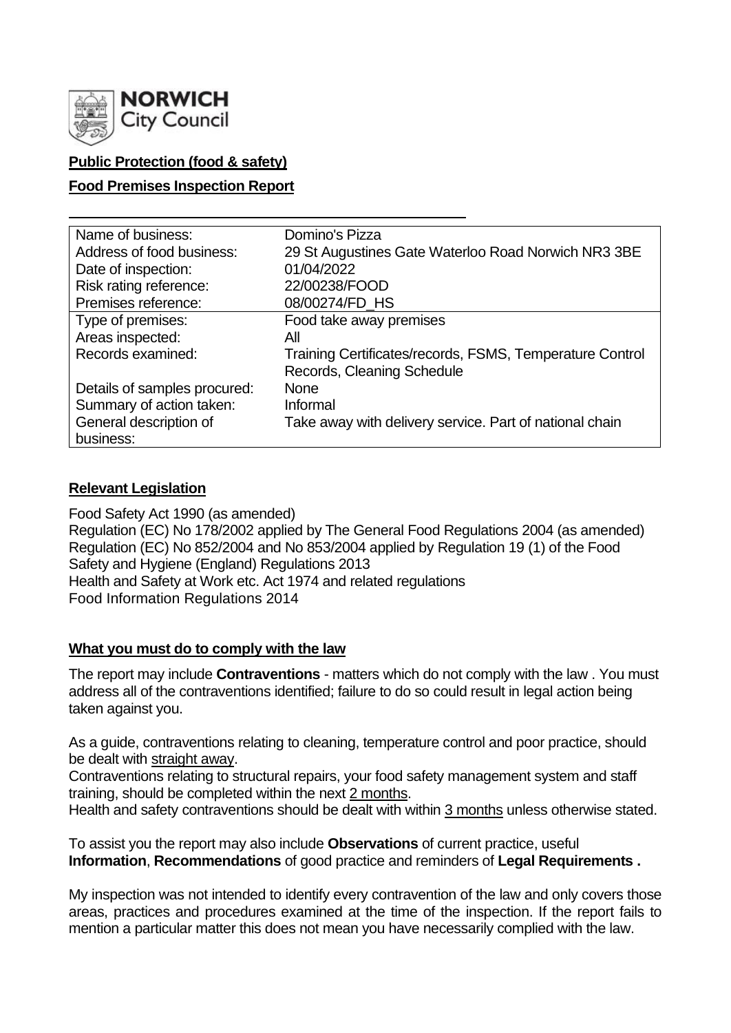**NORWICH**
City Council

**Public Protection (food & safety)**

**Food Premises Inspection Report**

| Name of business: | Domino's Pizza |
| --- | --- |
| Address of food business: | 29 St Augustines Gate Waterloo Road Norwich NR3 3BE |
| Date of inspection: | 01/04/2022 |
| Risk rating reference: | 22/00238/FOOD |
| Premises reference: | 08/00274/FD_HS |
| Type of premises: | Food take away premises |
| Areas inspected: | All |
| Records examined: | Training Certificates/records, FSMS, Temperature Control Records, Cleaning Schedule |
| Details of samples procured: | None |
| Summary of action taken: | Informal |
| General description of business: | Take away with delivery service. Part of national chain |

## Relevant Legislation

Food Safety Act 1990 (as amended)
Regulation (EC) No 178/2002 applied by The General Food Regulations 2004 (as amended)
Regulation (EC) No 852/2004 and No 853/2004 applied by Regulation 19 (1) of the Food Safety and Hygiene (England) Regulations 2013
Health and Safety at Work etc. Act 1974 and related regulations
Food Information Regulations 2014

## What you must do to comply with the law

The report may include **Contraventions** - matters which do not comply with the law . You must address all of the contraventions identified; failure to do so could result in legal action being taken against you.

As a guide, contraventions relating to cleaning, temperature control and poor practice, should be dealt with straight away.

Contraventions relating to structural repairs, your food safety management system and staff training, should be completed within the next 2 months.

Health and safety contraventions should be dealt with within 3 months unless otherwise stated.

To assist you the report may also include **Observations** of current practice, useful **Information**, **Recommendations** of good practice and reminders of **Legal Requirements .**

My inspection was not intended to identify every contravention of the law and only covers those areas, practices and procedures examined at the time of the inspection. If the report fails to mention a particular matter this does not mean you have necessarily complied with the law.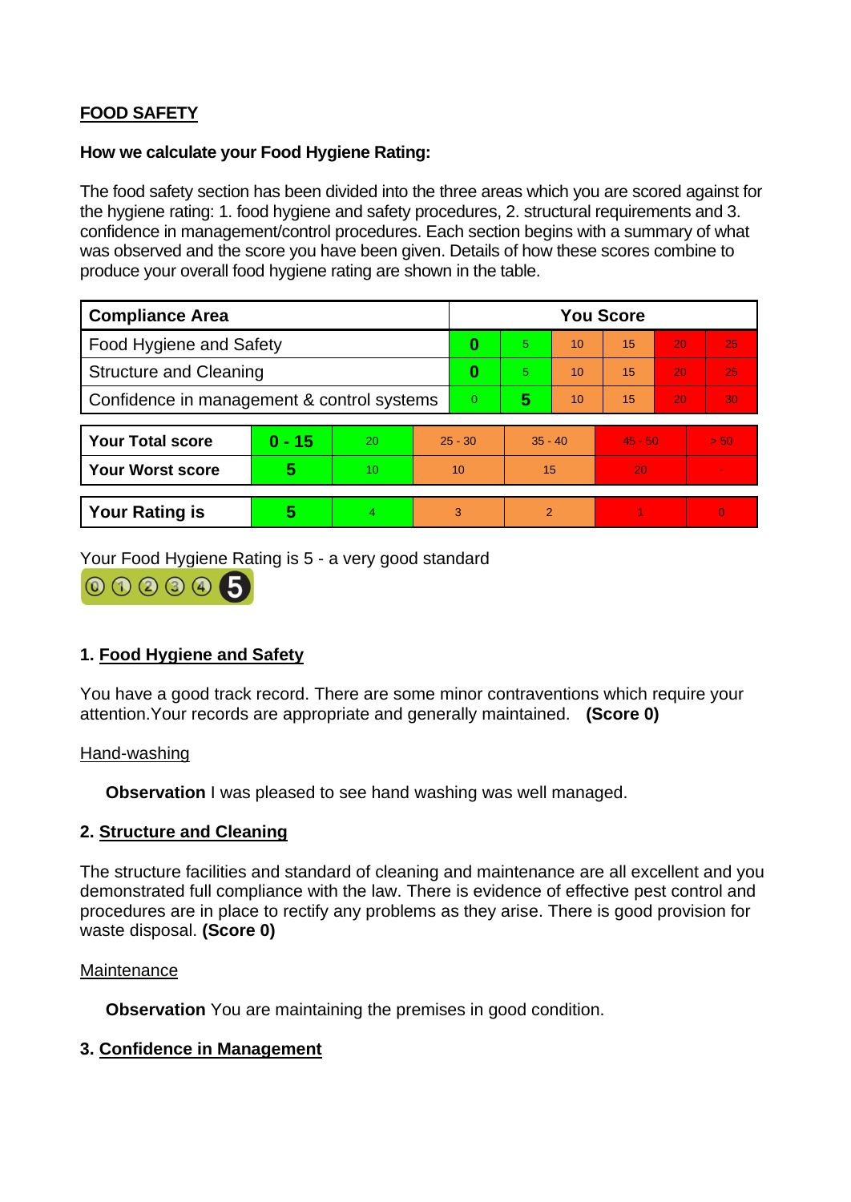**FOOD SAFETY**

**How we calculate your Food Hygiene Rating:**

The food safety section has been divided into the three areas which you are scored against for the hygiene rating: 1. food hygiene and safety procedures, 2. structural requirements and 3. confidence in management/control procedures. Each section begins with a summary of what was observed and the score you have been given. Details of how these scores combine to produce your overall food hygiene rating are shown in the table.

| Compliance Area | You Score | | | | | |
|---|---|---|---|---|---|---|
| Food Hygiene and Safety | **0** | 5 | 10 | 15 | 20 | 25 |
| Structure and Cleaning | **0** | 5 | 10 | 15 | 20 | 25 |
| Confidence in management & control systems | 0 | **5** | 10 | 15 | 20 | 30 |

| | | | | | | |
|---|---|---|---|---|---|---|
| **Your Total score** | **0 - 15** | 20 | 25 - 30 | 35 - 40 | 45 - 50 | > 50 |
| **Your Worst score** | **5** | 10 | 10 | 15 | 20 | - |

| | | | | | | |
|---|---|---|---|---|---|---|
| **Your Rating is** | **5** | 4 | 3 | 2 | 1 | 0 |

Your Food Hygiene Rating is 5 - a very good standard

## 1. Food Hygiene and Safety

You have a good track record. There are some minor contraventions which require your attention.Your records are appropriate and generally maintained. **(Score 0)**

Hand-washing

**Observation** I was pleased to see hand washing was well managed.

## 2. Structure and Cleaning

The structure facilities and standard of cleaning and maintenance are all excellent and you demonstrated full compliance with the law. There is evidence of effective pest control and procedures are in place to rectify any problems as they arise. There is good provision for waste disposal. **(Score 0)**

Maintenance

**Observation** You are maintaining the premises in good condition.

## 3. Confidence in Management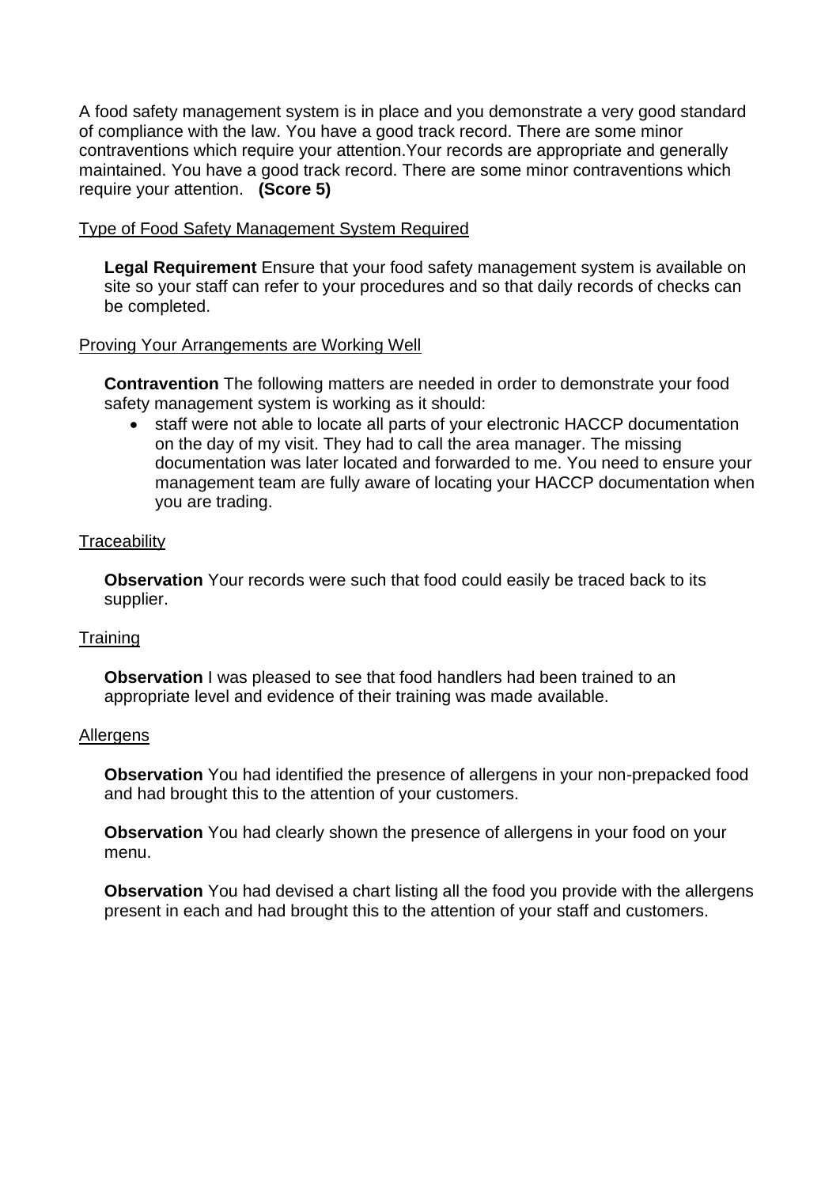A food safety management system is in place and you demonstrate a very good standard of compliance with the law. You have a good track record. There are some minor contraventions which require your attention.Your records are appropriate and generally maintained. You have a good track record. There are some minor contraventions which require your attention. **(Score 5)**

Type of Food Safety Management System Required

**Legal Requirement** Ensure that your food safety management system is available on site so your staff can refer to your procedures and so that daily records of checks can be completed.

Proving Your Arrangements are Working Well

**Contravention** The following matters are needed in order to demonstrate your food safety management system is working as it should:

- staff were not able to locate all parts of your electronic HACCP documentation on the day of my visit. They had to call the area manager. The missing documentation was later located and forwarded to me. You need to ensure your management team are fully aware of locating your HACCP documentation when you are trading.

Traceability

**Observation** Your records were such that food could easily be traced back to its supplier.

Training

**Observation** I was pleased to see that food handlers had been trained to an appropriate level and evidence of their training was made available.

Allergens

**Observation** You had identified the presence of allergens in your non-prepacked food and had brought this to the attention of your customers.

**Observation** You had clearly shown the presence of allergens in your food on your menu.

**Observation** You had devised a chart listing all the food you provide with the allergens present in each and had brought this to the attention of your staff and customers.